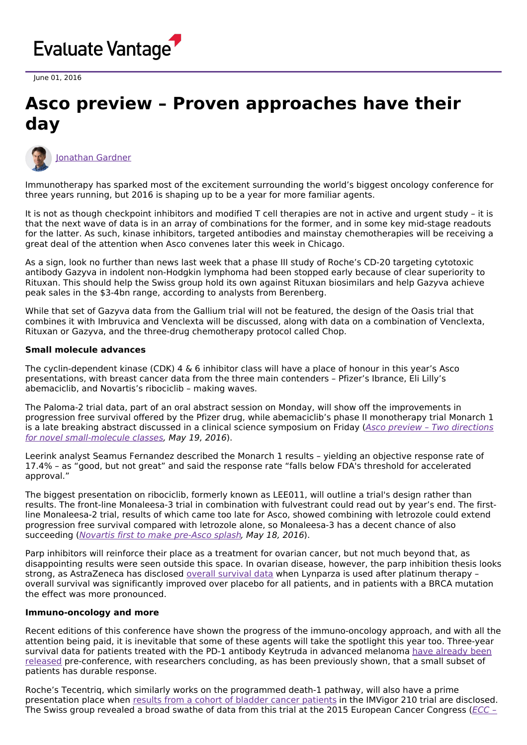Evaluate Vantage

June 01, 2016

# Asco preview – Proven approaches have their day

Jonathan Gardner

Immunotherapy has sparked most of the excitement surrounding the world's biggest oncology conference for three years running, but 2016 is shaping up to be a year for more familiar agents.

It is not as though checkpoint inhibitors and modified T cell therapies are not in active and urgent study – it is that the next wave of data is in an array of combinations for the former, and in some key mid-stage readouts for the latter. As such, kinase inhibitors, targeted antibodies and mainstay chemotherapies will be receiving a great deal of the attention when Asco convenes later this week in Chicago.

As a sign, look no further than news last week that a phase III study of Roche's CD-20 targeting cytotoxic antibody Gazyva in indolent non-Hodgkin lymphoma had been stopped early because of clear superiority to Rituxan. This should help the Swiss group hold its own against Rituxan biosimilars and help Gazyva achieve peak sales in the $3-4bn range, according to analysts from Berenberg.

While that set of Gazyva data from the Gallium trial will not be featured, the design of the Oasis trial that combines it with Imbruvica and Venclexta will be discussed, along with data on a combination of Venclexta, Rituxan or Gazyva, and the three-drug chemotherapy protocol called Chop.

**Small molecule advances**

The cyclin-dependent kinase (CDK) 4 & 6 inhibitor class will have a place of honour in this year's Asco presentations, with breast cancer data from the three main contenders – Pfizer's Ibrance, Eli Lilly's abemaciclib, and Novartis's ribociclib – making waves.

The Paloma-2 trial data, part of an oral abstract session on Monday, will show off the improvements in progression free survival offered by the Pfizer drug, while abemaciclib's phase II monotherapy trial Monarch 1 is a late breaking abstract discussed in a clinical science symposium on Friday (*Asco preview – Two directions for novel small-molecule classes, May 19, 2016*).

Leerink analyst Seamus Fernandez described the Monarch 1 results – yielding an objective response rate of 17.4% – as "good, but not great" and said the response rate "falls below FDA's threshold for accelerated approval."

The biggest presentation on ribociclib, formerly known as LEE011, will outline a trial's design rather than results. The front-line Monaleesa-3 trial in combination with fulvestrant could read out by year's end. The first-line Monaleesa-2 trial, results of which came too late for Asco, showed combining with letrozole could extend progression free survival compared with letrozole alone, so Monaleesa-3 has a decent chance of also succeeding (*Novartis first to make pre-Asco splash, May 18, 2016*).

Parp inhibitors will reinforce their place as a treatment for ovarian cancer, but not much beyond that, as disappointing results were seen outside this space. In ovarian disease, however, the parp inhibition thesis looks strong, as AstraZeneca has disclosed overall survival data when Lynparza is used after platinum therapy – overall survival was significantly improved over placebo for all patients, and in patients with a BRCA mutation the effect was more pronounced.

**Immuno-oncology and more**

Recent editions of this conference have shown the progress of the immuno-oncology approach, and with all the attention being paid, it is inevitable that some of these agents will take the spotlight this year too. Three-year survival data for patients treated with the PD-1 antibody Keytruda in advanced melanoma have already been released pre-conference, with researchers concluding, as has been previously shown, that a small subset of patients has durable response.

Roche's Tecentriq, which similarly works on the programmed death-1 pathway, will also have a prime presentation place when results from a cohort of bladder cancer patients in the IMVigor 210 trial are disclosed. The Swiss group revealed a broad swathe of data from this trial at the 2015 European Cancer Congress (*ECC –*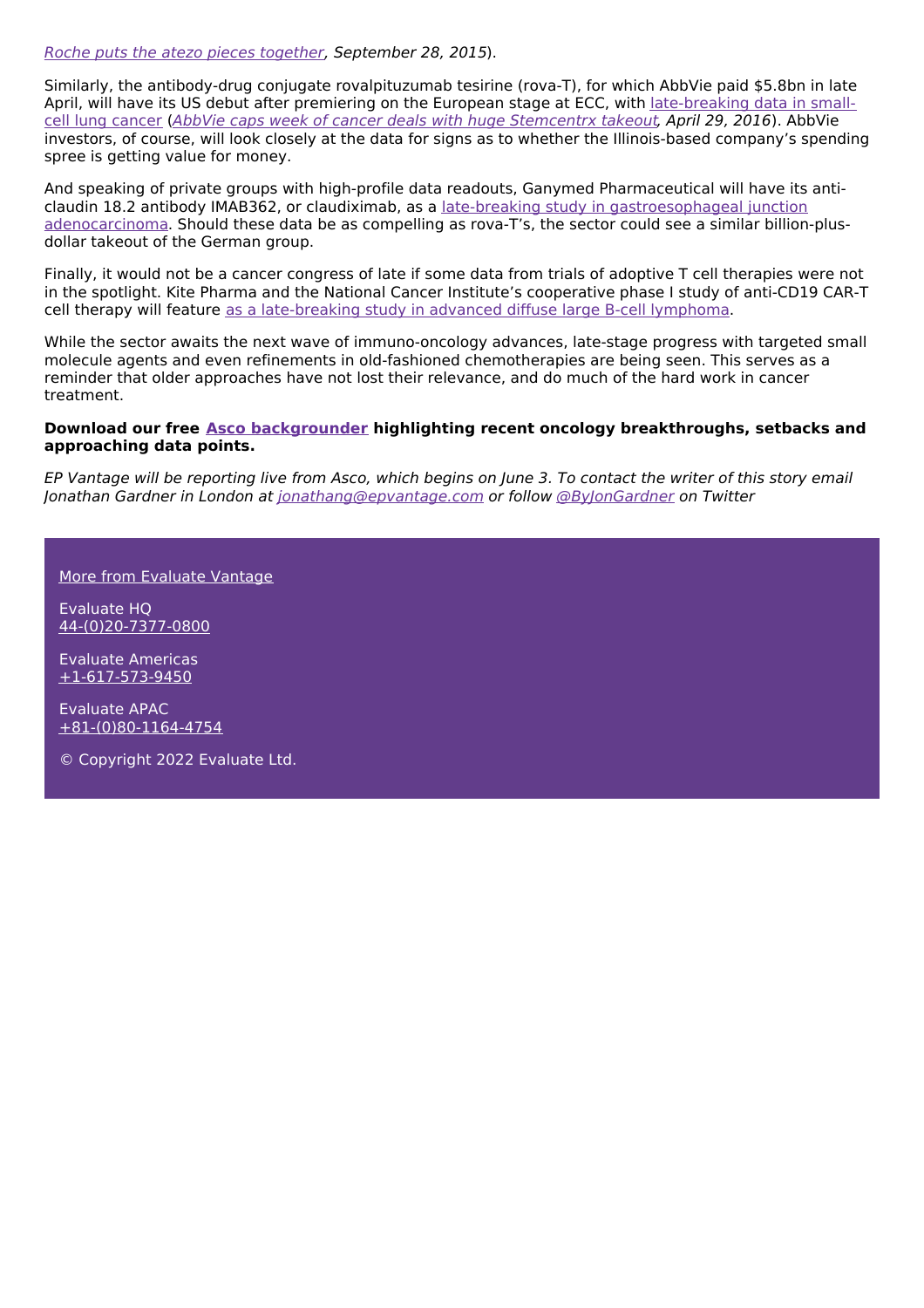*Roche puts the atezo pieces together, September 28, 2015*).

Similarly, the antibody-drug conjugate rovalpituzumab tesirine (rova-T), for which AbbVie paid $5.8bn in late April, will have its US debut after premiering on the European stage at ECC, with late-breaking data in small-cell lung cancer (*AbbVie caps week of cancer deals with huge Stemcentrx takeout, April 29, 2016*). AbbVie investors, of course, will look closely at the data for signs as to whether the Illinois-based company's spending spree is getting value for money.

And speaking of private groups with high-profile data readouts, Ganymed Pharmaceutical will have its anti-claudin 18.2 antibody IMAB362, or claudiximab, as a late-breaking study in gastroesophageal junction adenocarcinoma. Should these data be as compelling as rova-T's, the sector could see a similar billion-plus-dollar takeout of the German group.

Finally, it would not be a cancer congress of late if some data from trials of adoptive T cell therapies were not in the spotlight. Kite Pharma and the National Cancer Institute's cooperative phase I study of anti-CD19 CAR-T cell therapy will feature as a late-breaking study in advanced diffuse large B-cell lymphoma.

While the sector awaits the next wave of immuno-oncology advances, late-stage progress with targeted small molecule agents and even refinements in old-fashioned chemotherapies are being seen. This serves as a reminder that older approaches have not lost their relevance, and do much of the hard work in cancer treatment.

**Download our free Asco backgrounder highlighting recent oncology breakthroughs, setbacks and approaching data points.**

*EP Vantage will be reporting live from Asco, which begins on June 3. To contact the writer of this story email Jonathan Gardner in London at jonathang@epvantage.com or follow @ByJonGardner on Twitter*

More from Evaluate Vantage

Evaluate HQ
44-(0)20-7377-0800

Evaluate Americas
+1-617-573-9450

Evaluate APAC
+81-(0)80-1164-4754

© Copyright 2022 Evaluate Ltd.